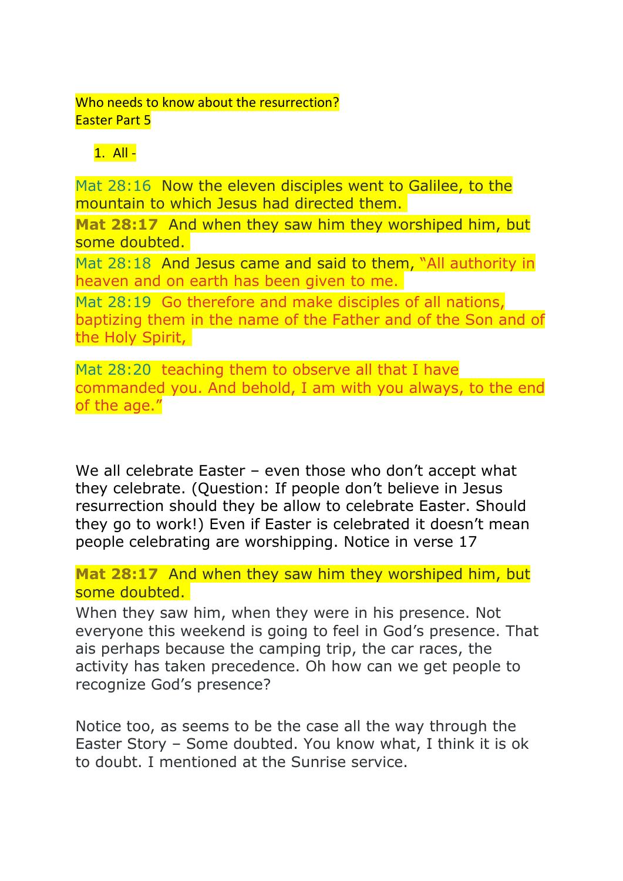Who needs to know about the resurrection?
Easter Part 5

1. All -

Mat 28:16 Now the eleven disciples went to Galilee, to the mountain to which Jesus had directed them.

**Mat 28:17** And when they saw him they worshiped him, but some doubted.

Mat 28:18 And Jesus came and said to them, "All authority in heaven and on earth has been given to me.

Mat 28:19 Go therefore and make disciples of all nations, baptizing them in the name of the Father and of the Son and of the Holy Spirit,

Mat 28:20 teaching them to observe all that I have commanded you. And behold, I am with you always, to the end of the age."

We all celebrate Easter – even those who don't accept what they celebrate. (Question: If people don't believe in Jesus resurrection should they be allow to celebrate Easter. Should they go to work!) Even if Easter is celebrated it doesn't mean people celebrating are worshipping. Notice in verse 17

**Mat 28:17** And when they saw him they worshiped him, but some doubted.

When they saw him, when they were in his presence. Not everyone this weekend is going to feel in God's presence. That ais perhaps because the camping trip, the car races, the activity has taken precedence. Oh how can we get people to recognize God's presence?

Notice too, as seems to be the case all the way through the Easter Story – Some doubted. You know what, I think it is ok to doubt. I mentioned at the Sunrise service.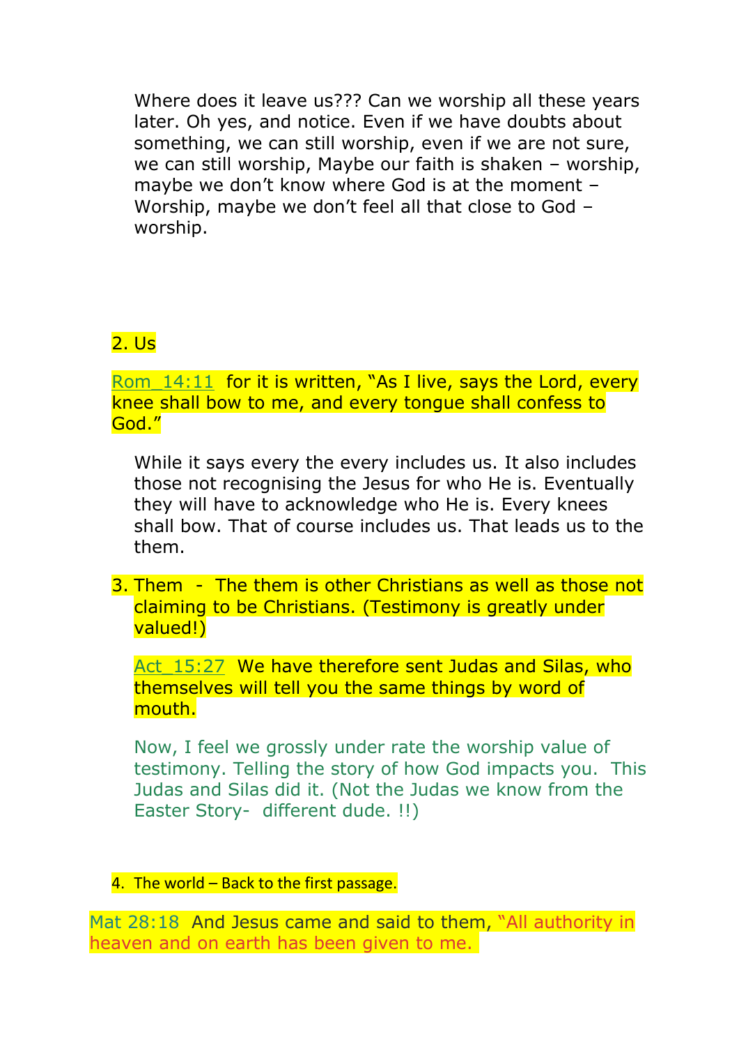Where does it leave us??? Can we worship all these years later. Oh yes, and notice. Even if we have doubts about something, we can still worship, even if we are not sure, we can still worship, Maybe our faith is shaken – worship, maybe we don't know where God is at the moment – Worship, maybe we don't feel all that close to God – worship.

2. Us

Rom_14:11 for it is written, "As I live, says the Lord, every knee shall bow to me, and every tongue shall confess to God."

While it says every the every includes us. It also includes those not recognising the Jesus for who He is. Eventually they will have to acknowledge who He is. Every knees shall bow. That of course includes us. That leads us to the them.

3. Them - The them is other Christians as well as those not claiming to be Christians. (Testimony is greatly under valued!)

   Act_15:27 We have therefore sent Judas and Silas, who themselves will tell you the same things by word of mouth.

   Now, I feel we grossly under rate the worship value of testimony. Telling the story of how God impacts you. This Judas and Silas did it. (Not the Judas we know from the Easter Story- different dude. !!)

4. The world – Back to the first passage.

Mat 28:18 And Jesus came and said to them, "All authority in heaven and on earth has been given to me.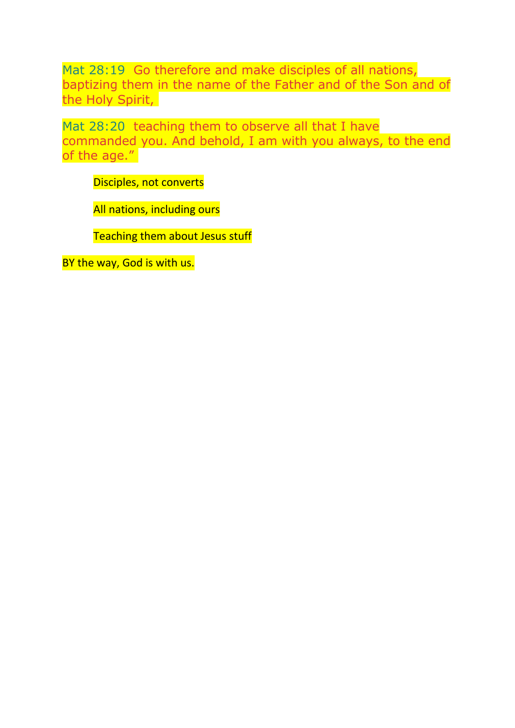Mat 28:19  Go therefore and make disciples of all nations, baptizing them in the name of the Father and of the Son and of the Holy Spirit,

Mat 28:20  teaching them to observe all that I have commanded you. And behold, I am with you always, to the end of the age."

> Disciples, not converts
>
> All nations, including ours
>
> Teaching them about Jesus stuff

BY the way, God is with us.